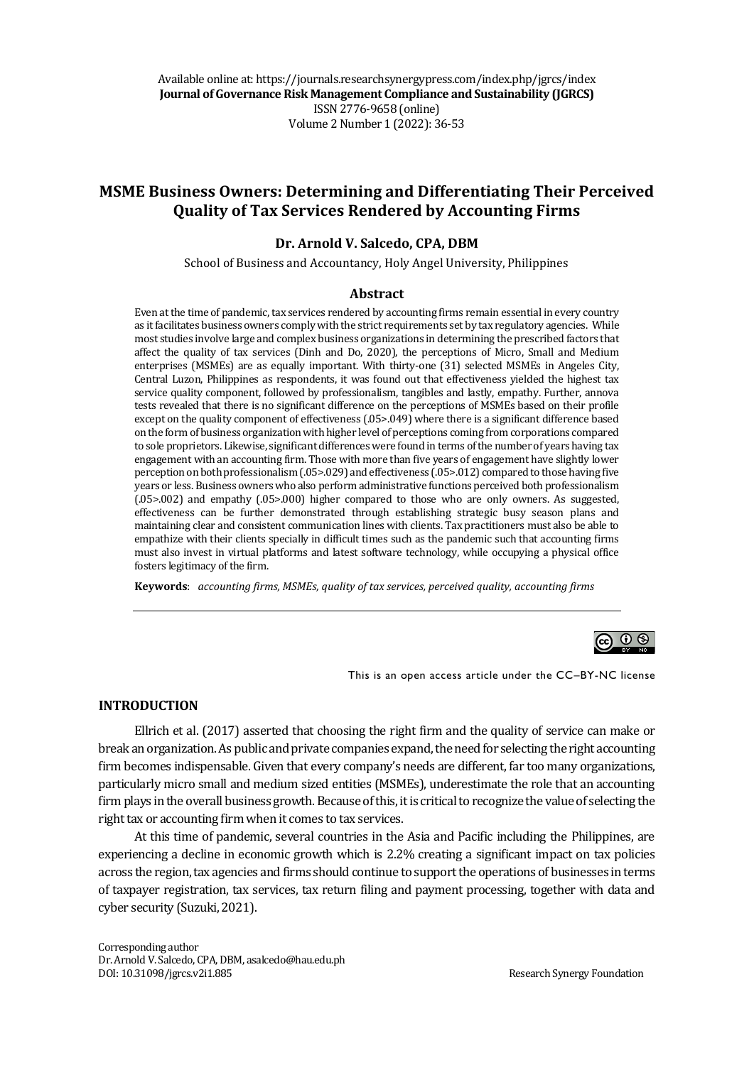Available online at: https://journals.researchsynergypress.com/index.php/jgrcs/index
**Journal of Governance Risk Management Compliance and Sustainability (JGRCS)**
ISSN 2776-9658 (online)
Volume 2 Number 1 (2022): 36-53

# MSME Business Owners: Determining and Differentiating Their Perceived Quality of Tax Services Rendered by Accounting Firms

**Dr. Arnold V. Salcedo, CPA, DBM**

School of Business and Accountancy, Holy Angel University, Philippines

## Abstract

Even at the time of pandemic, tax services rendered by accounting firms remain essential in every country as it facilitates business owners comply with the strict requirements set by tax regulatory agencies. While most studies involve large and complex business organizations in determining the prescribed factors that affect the quality of tax services (Dinh and Do, 2020), the perceptions of Micro, Small and Medium enterprises (MSMEs) are as equally important. With thirty-one (31) selected MSMEs in Angeles City, Central Luzon, Philippines as respondents, it was found out that effectiveness yielded the highest tax service quality component, followed by professionalism, tangibles and lastly, empathy. Further, annova tests revealed that there is no significant difference on the perceptions of MSMEs based on their profile except on the quality component of effectiveness (.05>.049) where there is a significant difference based on the form of business organization with higher level of perceptions coming from corporations compared to sole proprietors. Likewise, significant differences were found in terms of the number of years having tax engagement with an accounting firm. Those with more than five years of engagement have slightly lower perception on both professionalism (.05>.029) and effectiveness (.05>.012) compared to those having five years or less. Business owners who also perform administrative functions perceived both professionalism (.05>.002) and empathy (.05>.000) higher compared to those who are only owners. As suggested, effectiveness can be further demonstrated through establishing strategic busy season plans and maintaining clear and consistent communication lines with clients. Tax practitioners must also be able to empathize with their clients specially in difficult times such as the pandemic such that accounting firms must also invest in virtual platforms and latest software technology, while occupying a physical office fosters legitimacy of the firm.

**Keywords**: *accounting firms, MSMEs, quality of tax services, perceived quality, accounting firms*

This is an open access article under the CC–BY-NC license

## INTRODUCTION

Ellrich et al. (2017) asserted that choosing the right firm and the quality of service can make or break an organization. As public and private companies expand, the need for selecting the right accounting firm becomes indispensable. Given that every company's needs are different, far too many organizations, particularly micro small and medium sized entities (MSMEs), underestimate the role that an accounting firm plays in the overall business growth. Because of this, it is critical to recognize the value of selecting the right tax or accounting firm when it comes to tax services.

At this time of pandemic, several countries in the Asia and Pacific including the Philippines, are experiencing a decline in economic growth which is 2.2% creating a significant impact on tax policies across the region, tax agencies and firms should continue to support the operations of businesses in terms of taxpayer registration, tax services, tax return filing and payment processing, together with data and cyber security (Suzuki, 2021).

Corresponding author
Dr. Arnold V. Salcedo, CPA, DBM, asalcedo@hau.edu.ph
DOI: 10.31098/jgrcs.v2i1.885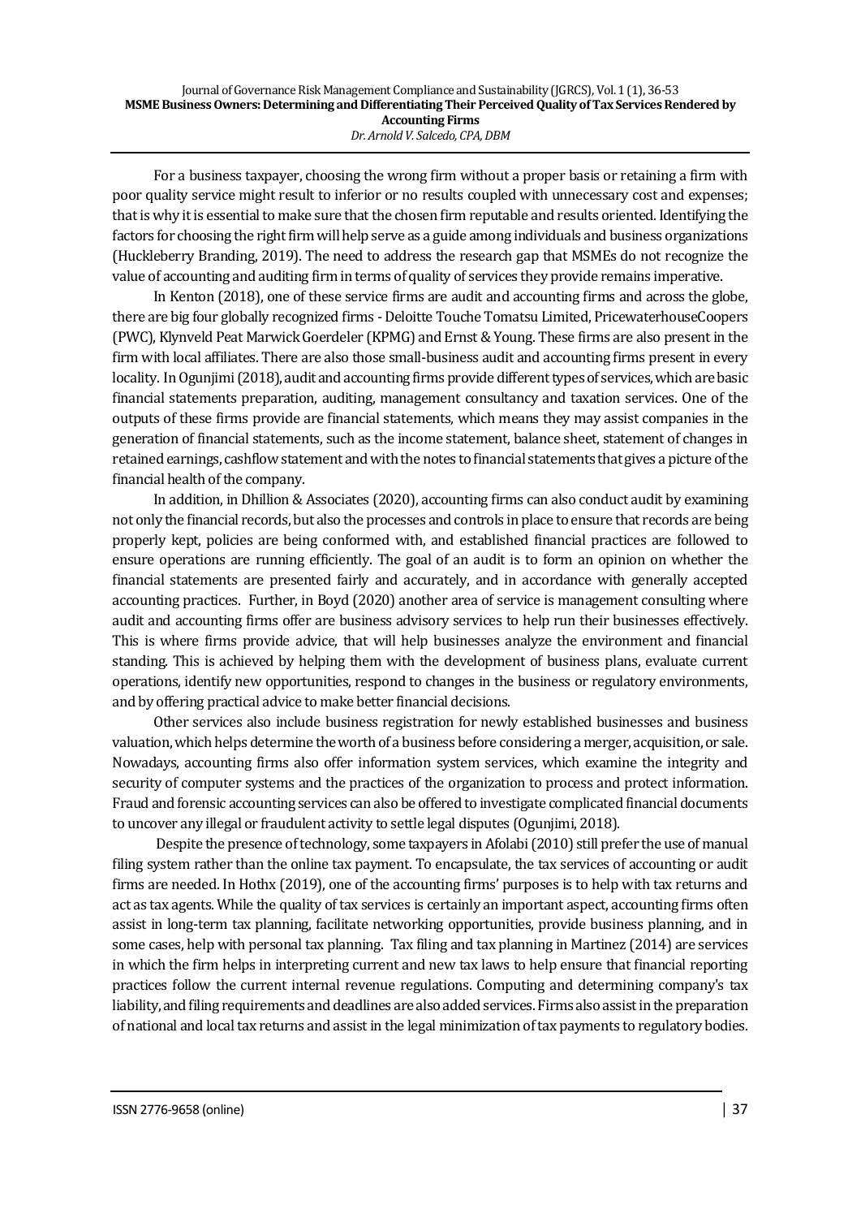For a business taxpayer, choosing the wrong firm without a proper basis or retaining a firm with poor quality service might result to inferior or no results coupled with unnecessary cost and expenses; that is why it is essential to make sure that the chosen firm reputable and results oriented. Identifying the factors for choosing the right firm will help serve as a guide among individuals and business organizations (Huckleberry Branding, 2019). The need to address the research gap that MSMEs do not recognize the value of accounting and auditing firm in terms of quality of services they provide remains imperative.

In Kenton (2018), one of these service firms are audit and accounting firms and across the globe, there are big four globally recognized firms - Deloitte Touche Tomatsu Limited, PricewaterhouseCoopers (PWC), Klynveld Peat Marwick Goerdeler (KPMG) and Ernst & Young. These firms are also present in the firm with local affiliates. There are also those small-business audit and accounting firms present in every locality. In Ogunjimi (2018), audit and accounting firms provide different types of services, which are basic financial statements preparation, auditing, management consultancy and taxation services. One of the outputs of these firms provide are financial statements, which means they may assist companies in the generation of financial statements, such as the income statement, balance sheet, statement of changes in retained earnings, cashflow statement and with the notes to financial statements that gives a picture of the financial health of the company.

In addition, in Dhillion & Associates (2020), accounting firms can also conduct audit by examining not only the financial records, but also the processes and controls in place to ensure that records are being properly kept, policies are being conformed with, and established financial practices are followed to ensure operations are running efficiently. The goal of an audit is to form an opinion on whether the financial statements are presented fairly and accurately, and in accordance with generally accepted accounting practices. Further, in Boyd (2020) another area of service is management consulting where audit and accounting firms offer are business advisory services to help run their businesses effectively. This is where firms provide advice, that will help businesses analyze the environment and financial standing. This is achieved by helping them with the development of business plans, evaluate current operations, identify new opportunities, respond to changes in the business or regulatory environments, and by offering practical advice to make better financial decisions.

Other services also include business registration for newly established businesses and business valuation, which helps determine the worth of a business before considering a merger, acquisition, or sale. Nowadays, accounting firms also offer information system services, which examine the integrity and security of computer systems and the practices of the organization to process and protect information. Fraud and forensic accounting services can also be offered to investigate complicated financial documents to uncover any illegal or fraudulent activity to settle legal disputes (Ogunjimi, 2018).

Despite the presence of technology, some taxpayers in Afolabi (2010) still prefer the use of manual filing system rather than the online tax payment. To encapsulate, the tax services of accounting or audit firms are needed. In Hothx (2019), one of the accounting firms' purposes is to help with tax returns and act as tax agents. While the quality of tax services is certainly an important aspect, accounting firms often assist in long-term tax planning, facilitate networking opportunities, provide business planning, and in some cases, help with personal tax planning. Tax filing and tax planning in Martinez (2014) are services in which the firm helps in interpreting current and new tax laws to help ensure that financial reporting practices follow the current internal revenue regulations. Computing and determining company's tax liability, and filing requirements and deadlines are also added services. Firms also assist in the preparation of national and local tax returns and assist in the legal minimization of tax payments to regulatory bodies.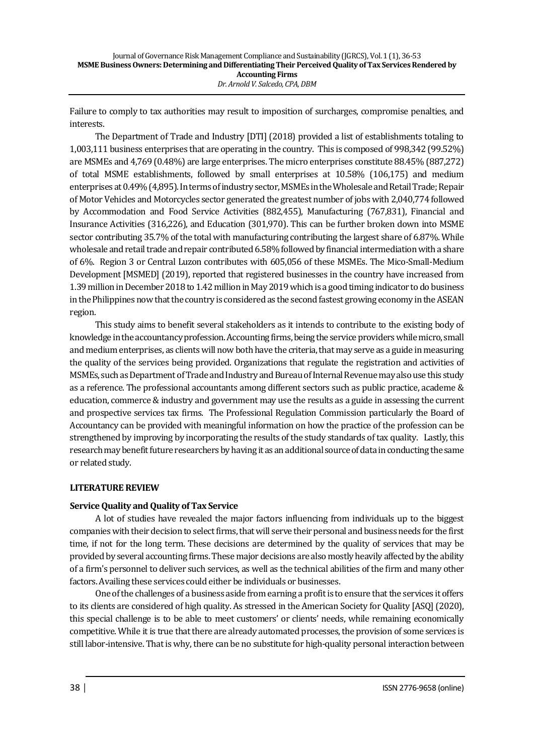Failure to comply to tax authorities may result to imposition of surcharges, compromise penalties, and interests.

The Department of Trade and Industry [DTI] (2018) provided a list of establishments totaling to 1,003,111 business enterprises that are operating in the country. This is composed of 998,342 (99.52%) are MSMEs and 4,769 (0.48%) are large enterprises. The micro enterprises constitute 88.45% (887,272) of total MSME establishments, followed by small enterprises at 10.58% (106,175) and medium enterprises at 0.49% (4,895). In terms of industry sector, MSMEs in the Wholesale and Retail Trade; Repair of Motor Vehicles and Motorcycles sector generated the greatest number of jobs with 2,040,774 followed by Accommodation and Food Service Activities (882,455), Manufacturing (767,831), Financial and Insurance Activities (316,226), and Education (301,970). This can be further broken down into MSME sector contributing 35.7% of the total with manufacturing contributing the largest share of 6.87%. While wholesale and retail trade and repair contributed 6.58% followed by financial intermediation with a share of 6%. Region 3 or Central Luzon contributes with 605,056 of these MSMEs. The Mico-Small-Medium Development [MSMED] (2019), reported that registered businesses in the country have increased from 1.39 million in December 2018 to 1.42 million in May 2019 which is a good timing indicator to do business in the Philippines now that the country is considered as the second fastest growing economy in the ASEAN region.

This study aims to benefit several stakeholders as it intends to contribute to the existing body of knowledge in the accountancy profession. Accounting firms, being the service providers while micro, small and medium enterprises, as clients will now both have the criteria, that may serve as a guide in measuring the quality of the services being provided. Organizations that regulate the registration and activities of MSMEs, such as Department of Trade and Industry and Bureau of Internal Revenue may also use this study as a reference. The professional accountants among different sectors such as public practice, academe & education, commerce & industry and government may use the results as a guide in assessing the current and prospective services tax firms. The Professional Regulation Commission particularly the Board of Accountancy can be provided with meaningful information on how the practice of the profession can be strengthened by improving by incorporating the results of the study standards of tax quality. Lastly, this research may benefit future researchers by having it as an additional source of data in conducting the same or related study.

## LITERATURE REVIEW

### Service Quality and Quality of Tax Service

A lot of studies have revealed the major factors influencing from individuals up to the biggest companies with their decision to select firms, that will serve their personal and business needs for the first time, if not for the long term. These decisions are determined by the quality of services that may be provided by several accounting firms. These major decisions are also mostly heavily affected by the ability of a firm's personnel to deliver such services, as well as the technical abilities of the firm and many other factors. Availing these services could either be individuals or businesses.

One of the challenges of a business aside from earning a profit is to ensure that the services it offers to its clients are considered of high quality. As stressed in the American Society for Quality [ASQ] (2020), this special challenge is to be able to meet customers' or clients' needs, while remaining economically competitive. While it is true that there are already automated processes, the provision of some services is still labor-intensive. That is why, there can be no substitute for high-quality personal interaction between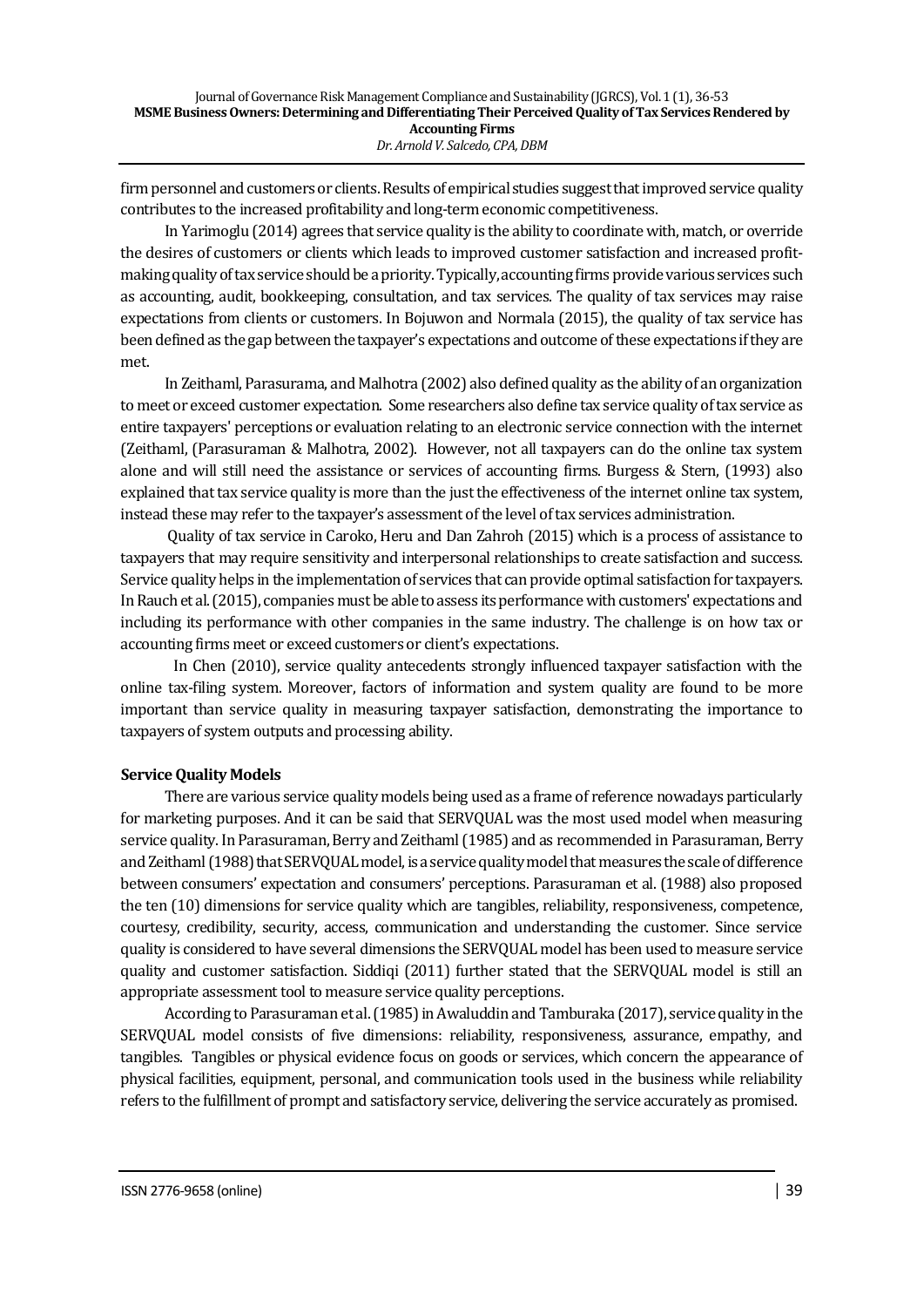firm personnel and customers or clients. Results of empirical studies suggest that improved service quality contributes to the increased profitability and long-term economic competitiveness.

In Yarimoglu (2014) agrees that service quality is the ability to coordinate with, match, or override the desires of customers or clients which leads to improved customer satisfaction and increased profit-making quality of tax service should be a priority. Typically, accounting firms provide various services such as accounting, audit, bookkeeping, consultation, and tax services. The quality of tax services may raise expectations from clients or customers. In Bojuwon and Normala (2015), the quality of tax service has been defined as the gap between the taxpayer's expectations and outcome of these expectations if they are met.

In Zeithaml, Parasurama, and Malhotra (2002) also defined quality as the ability of an organization to meet or exceed customer expectation. Some researchers also define tax service quality of tax service as entire taxpayers' perceptions or evaluation relating to an electronic service connection with the internet (Zeithaml, (Parasuraman & Malhotra, 2002). However, not all taxpayers can do the online tax system alone and will still need the assistance or services of accounting firms. Burgess & Stern, (1993) also explained that tax service quality is more than the just the effectiveness of the internet online tax system, instead these may refer to the taxpayer's assessment of the level of tax services administration.

Quality of tax service in Caroko, Heru and Dan Zahroh (2015) which is a process of assistance to taxpayers that may require sensitivity and interpersonal relationships to create satisfaction and success. Service quality helps in the implementation of services that can provide optimal satisfaction for taxpayers. In Rauch et al. (2015), companies must be able to assess its performance with customers' expectations and including its performance with other companies in the same industry. The challenge is on how tax or accounting firms meet or exceed customers or client's expectations.

In Chen (2010), service quality antecedents strongly influenced taxpayer satisfaction with the online tax-filing system. Moreover, factors of information and system quality are found to be more important than service quality in measuring taxpayer satisfaction, demonstrating the importance to taxpayers of system outputs and processing ability.

**Service Quality Models**

There are various service quality models being used as a frame of reference nowadays particularly for marketing purposes. And it can be said that SERVQUAL was the most used model when measuring service quality. In Parasuraman, Berry and Zeithaml (1985) and as recommended in Parasuraman, Berry and Zeithaml (1988) that SERVQUAL model, is a service quality model that measures the scale of difference between consumers' expectation and consumers' perceptions. Parasuraman et al. (1988) also proposed the ten (10) dimensions for service quality which are tangibles, reliability, responsiveness, competence, courtesy, credibility, security, access, communication and understanding the customer. Since service quality is considered to have several dimensions the SERVQUAL model has been used to measure service quality and customer satisfaction. Siddiqi (2011) further stated that the SERVQUAL model is still an appropriate assessment tool to measure service quality perceptions.

According to Parasuraman et al. (1985) in Awaluddin and Tamburaka (2017), service quality in the SERVQUAL model consists of five dimensions: reliability, responsiveness, assurance, empathy, and tangibles. Tangibles or physical evidence focus on goods or services, which concern the appearance of physical facilities, equipment, personal, and communication tools used in the business while reliability refers to the fulfillment of prompt and satisfactory service, delivering the service accurately as promised.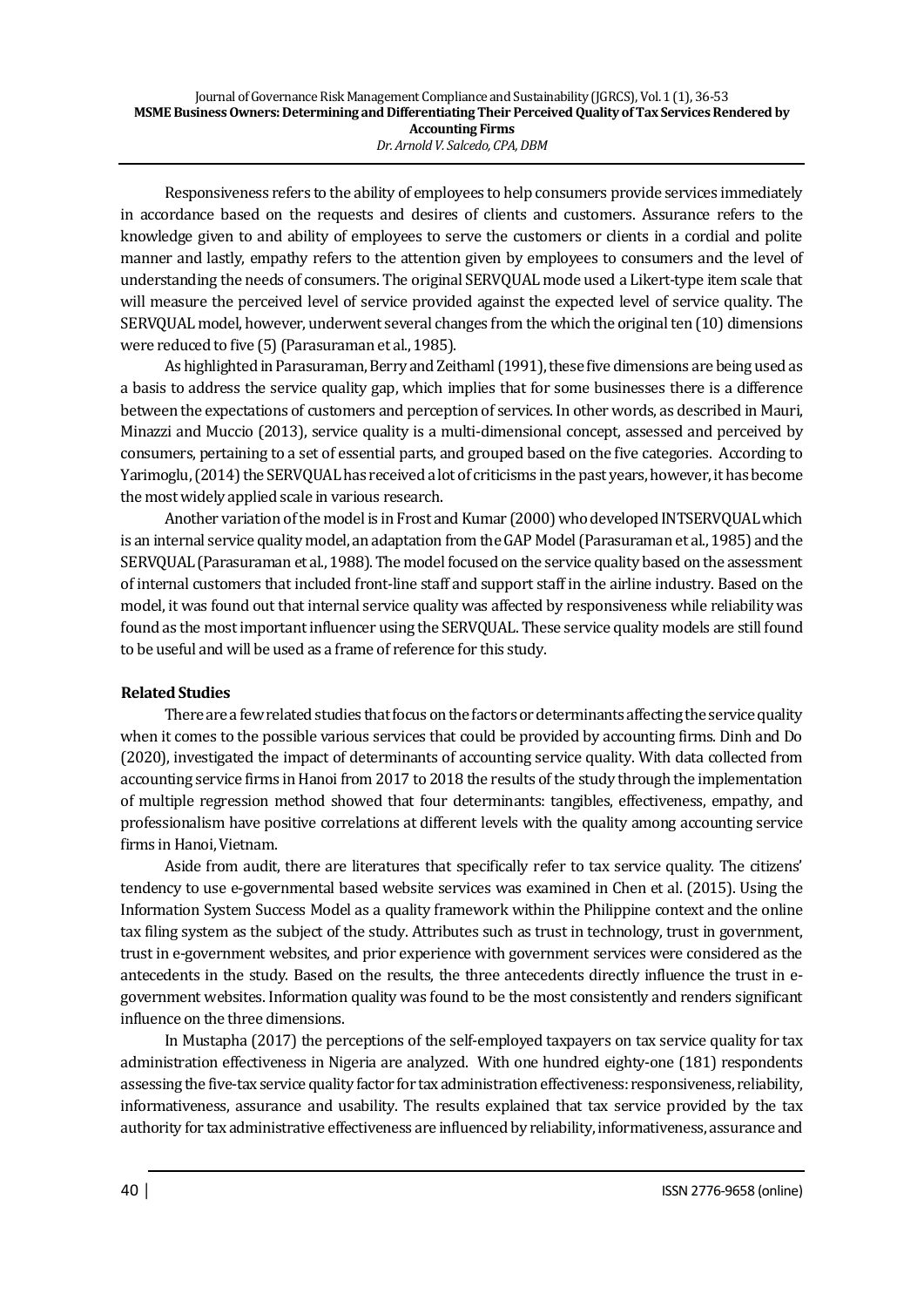Responsiveness refers to the ability of employees to help consumers provide services immediately in accordance based on the requests and desires of clients and customers. Assurance refers to the knowledge given to and ability of employees to serve the customers or clients in a cordial and polite manner and lastly, empathy refers to the attention given by employees to consumers and the level of understanding the needs of consumers. The original SERVQUAL mode used a Likert-type item scale that will measure the perceived level of service provided against the expected level of service quality. The SERVQUAL model, however, underwent several changes from the which the original ten (10) dimensions were reduced to five (5) (Parasuraman et al., 1985).

As highlighted in Parasuraman, Berry and Zeithaml (1991), these five dimensions are being used as a basis to address the service quality gap, which implies that for some businesses there is a difference between the expectations of customers and perception of services. In other words, as described in Mauri, Minazzi and Muccio (2013), service quality is a multi-dimensional concept, assessed and perceived by consumers, pertaining to a set of essential parts, and grouped based on the five categories. According to Yarimoglu, (2014) the SERVQUAL has received a lot of criticisms in the past years, however, it has become the most widely applied scale in various research.

Another variation of the model is in Frost and Kumar (2000) who developed INTSERVQUAL which is an internal service quality model, an adaptation from the GAP Model (Parasuraman et al., 1985) and the SERVQUAL (Parasuraman et al., 1988). The model focused on the service quality based on the assessment of internal customers that included front-line staff and support staff in the airline industry. Based on the model, it was found out that internal service quality was affected by responsiveness while reliability was found as the most important influencer using the SERVQUAL. These service quality models are still found to be useful and will be used as a frame of reference for this study.

### Related Studies

There are a few related studies that focus on the factors or determinants affecting the service quality when it comes to the possible various services that could be provided by accounting firms. Dinh and Do (2020), investigated the impact of determinants of accounting service quality. With data collected from accounting service firms in Hanoi from 2017 to 2018 the results of the study through the implementation of multiple regression method showed that four determinants: tangibles, effectiveness, empathy, and professionalism have positive correlations at different levels with the quality among accounting service firms in Hanoi, Vietnam.

Aside from audit, there are literatures that specifically refer to tax service quality. The citizens' tendency to use e-governmental based website services was examined in Chen et al. (2015). Using the Information System Success Model as a quality framework within the Philippine context and the online tax filing system as the subject of the study. Attributes such as trust in technology, trust in government, trust in e-government websites, and prior experience with government services were considered as the antecedents in the study. Based on the results, the three antecedents directly influence the trust in e-government websites. Information quality was found to be the most consistently and renders significant influence on the three dimensions.

In Mustapha (2017) the perceptions of the self-employed taxpayers on tax service quality for tax administration effectiveness in Nigeria are analyzed. With one hundred eighty-one (181) respondents assessing the five-tax service quality factor for tax administration effectiveness: responsiveness, reliability, informativeness, assurance and usability. The results explained that tax service provided by the tax authority for tax administrative effectiveness are influenced by reliability, informativeness, assurance and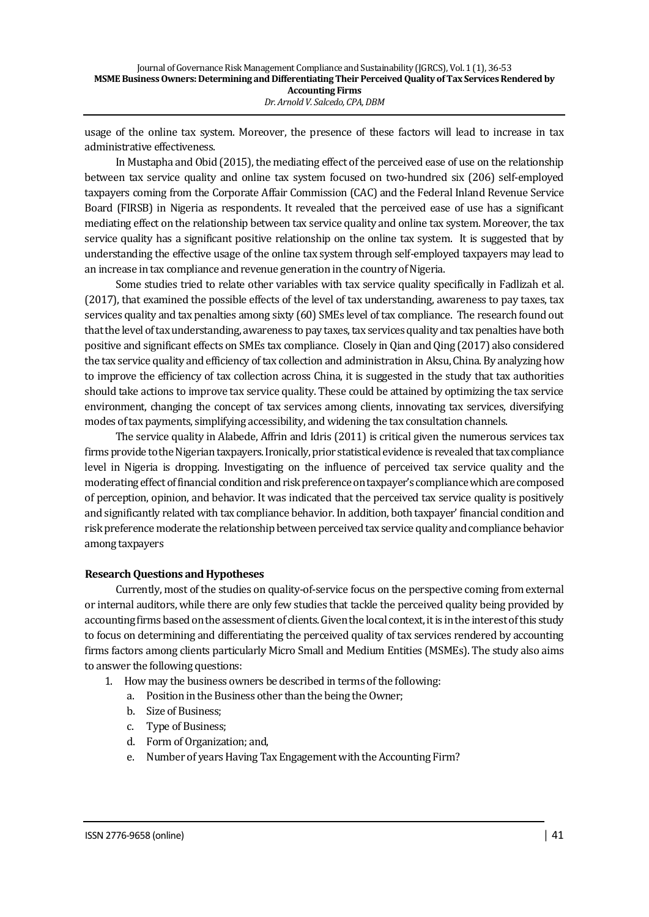usage of the online tax system. Moreover, the presence of these factors will lead to increase in tax administrative effectiveness.

In Mustapha and Obid (2015), the mediating effect of the perceived ease of use on the relationship between tax service quality and online tax system focused on two-hundred six (206) self-employed taxpayers coming from the Corporate Affair Commission (CAC) and the Federal Inland Revenue Service Board (FIRSB) in Nigeria as respondents. It revealed that the perceived ease of use has a significant mediating effect on the relationship between tax service quality and online tax system. Moreover, the tax service quality has a significant positive relationship on the online tax system. It is suggested that by understanding the effective usage of the online tax system through self-employed taxpayers may lead to an increase in tax compliance and revenue generation in the country of Nigeria.

Some studies tried to relate other variables with tax service quality specifically in Fadlizah et al. (2017), that examined the possible effects of the level of tax understanding, awareness to pay taxes, tax services quality and tax penalties among sixty (60) SMEs level of tax compliance. The research found out that the level of tax understanding, awareness to pay taxes, tax services quality and tax penalties have both positive and significant effects on SMEs tax compliance. Closely in Qian and Qing (2017) also considered the tax service quality and efficiency of tax collection and administration in Aksu, China. By analyzing how to improve the efficiency of tax collection across China, it is suggested in the study that tax authorities should take actions to improve tax service quality. These could be attained by optimizing the tax service environment, changing the concept of tax services among clients, innovating tax services, diversifying modes of tax payments, simplifying accessibility, and widening the tax consultation channels.

The service quality in Alabede, Affrin and Idris (2011) is critical given the numerous services tax firms provide to the Nigerian taxpayers. Ironically, prior statistical evidence is revealed that tax compliance level in Nigeria is dropping. Investigating on the influence of perceived tax service quality and the moderating effect of financial condition and risk preference on taxpayer's compliance which are composed of perception, opinion, and behavior. It was indicated that the perceived tax service quality is positively and significantly related with tax compliance behavior. In addition, both taxpayer' financial condition and risk preference moderate the relationship between perceived tax service quality and compliance behavior among taxpayers

### Research Questions and Hypotheses

Currently, most of the studies on quality-of-service focus on the perspective coming from external or internal auditors, while there are only few studies that tackle the perceived quality being provided by accounting firms based on the assessment of clients. Given the local context, it is in the interest of this study to focus on determining and differentiating the perceived quality of tax services rendered by accounting firms factors among clients particularly Micro Small and Medium Entities (MSMEs). The study also aims to answer the following questions:

1. How may the business owners be described in terms of the following:
   a. Position in the Business other than the being the Owner;
   b. Size of Business;
   c. Type of Business;
   d. Form of Organization; and,
   e. Number of years Having Tax Engagement with the Accounting Firm?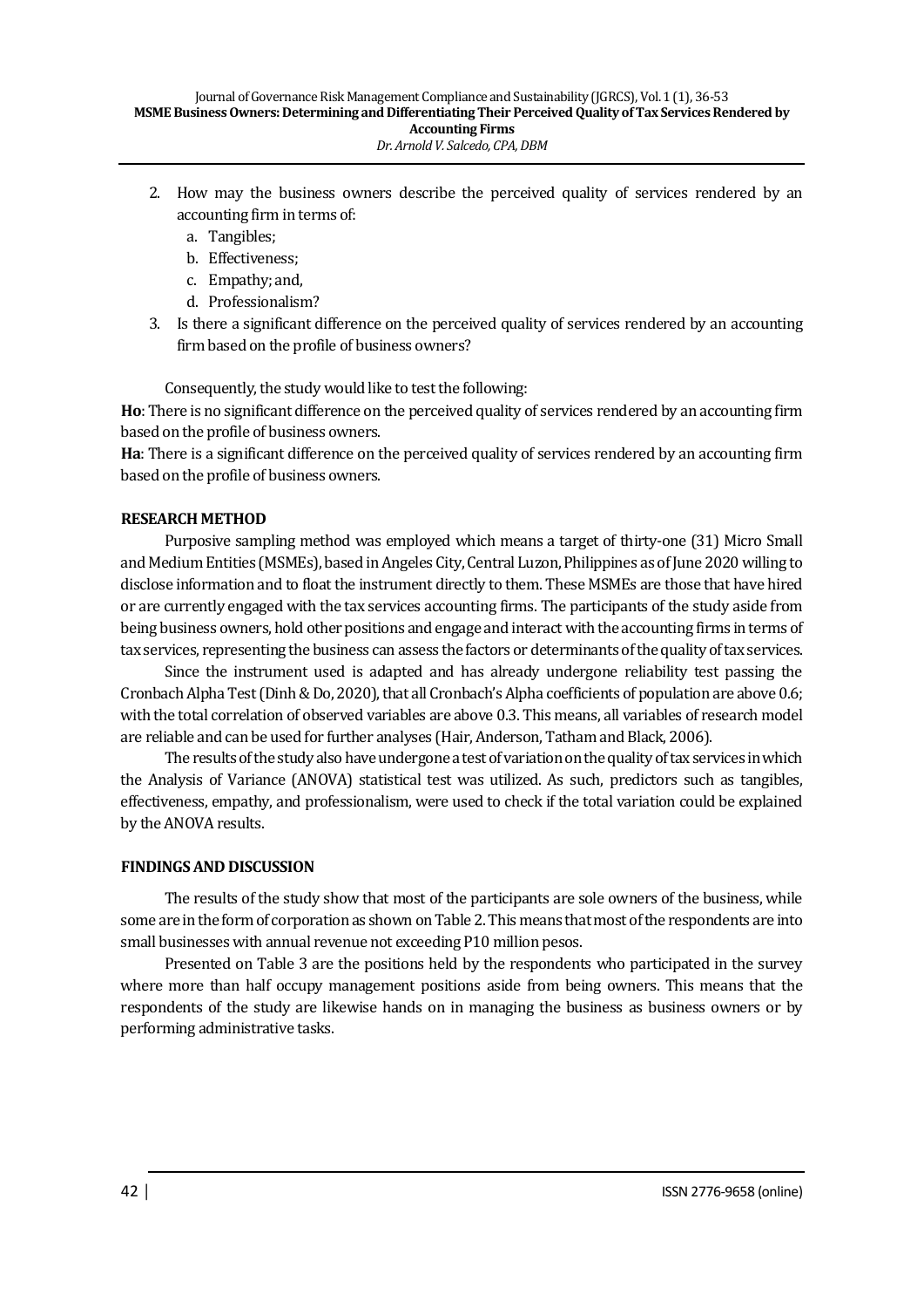2. How may the business owners describe the perceived quality of services rendered by an accounting firm in terms of:
   a. Tangibles;
   b. Effectiveness;
   c. Empathy; and,
   d. Professionalism?
3. Is there a significant difference on the perceived quality of services rendered by an accounting firm based on the profile of business owners?

Consequently, the study would like to test the following:

**Ho**: There is no significant difference on the perceived quality of services rendered by an accounting firm based on the profile of business owners.

**Ha**: There is a significant difference on the perceived quality of services rendered by an accounting firm based on the profile of business owners.

## RESEARCH METHOD

Purposive sampling method was employed which means a target of thirty-one (31) Micro Small and Medium Entities (MSMEs), based in Angeles City, Central Luzon, Philippines as of June 2020 willing to disclose information and to float the instrument directly to them. These MSMEs are those that have hired or are currently engaged with the tax services accounting firms. The participants of the study aside from being business owners, hold other positions and engage and interact with the accounting firms in terms of tax services, representing the business can assess the factors or determinants of the quality of tax services.

Since the instrument used is adapted and has already undergone reliability test passing the Cronbach Alpha Test (Dinh & Do, 2020), that all Cronbach's Alpha coefficients of population are above 0.6; with the total correlation of observed variables are above 0.3. This means, all variables of research model are reliable and can be used for further analyses (Hair, Anderson, Tatham and Black, 2006).

The results of the study also have undergone a test of variation on the quality of tax services in which the Analysis of Variance (ANOVA) statistical test was utilized. As such, predictors such as tangibles, effectiveness, empathy, and professionalism, were used to check if the total variation could be explained by the ANOVA results.

## FINDINGS AND DISCUSSION

The results of the study show that most of the participants are sole owners of the business, while some are in the form of corporation as shown on Table 2. This means that most of the respondents are into small businesses with annual revenue not exceeding P10 million pesos.

Presented on Table 3 are the positions held by the respondents who participated in the survey where more than half occupy management positions aside from being owners. This means that the respondents of the study are likewise hands on in managing the business as business owners or by performing administrative tasks.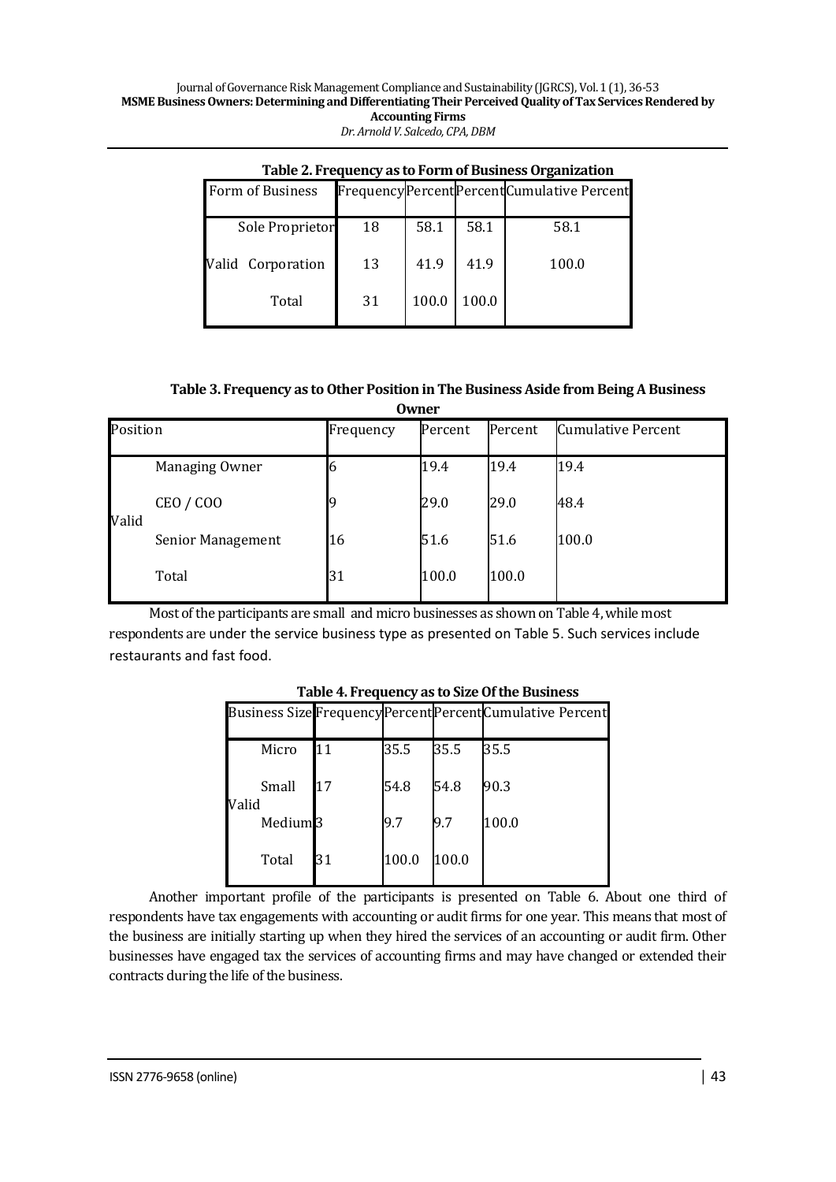**Table 2. Frequency as to Form of Business Organization**

| Form of Business | | Frequency | Percent | Percent | Cumulative Percent |
|---|---|---|---|---|---|
| | Sole Proprietor | 18 | 58.1 | 58.1 | 58.1 |
| Valid | Corporation | 13 | 41.9 | 41.9 | 100.0 |
| | Total | 31 | 100.0 | 100.0 | |

**Table 3. Frequency as to Other Position in The Business Aside from Being A Business Owner**

| Position | | Frequency | Percent | Percent | Cumulative Percent |
|---|---|---|---|---|---|
| | Managing Owner | 6 | 19.4 | 19.4 | 19.4 |
| Valid | CEO / COO | 9 | 29.0 | 29.0 | 48.4 |
| | Senior Management | 16 | 51.6 | 51.6 | 100.0 |
| | Total | 31 | 100.0 | 100.0 | |

Most of the participants are small and micro businesses as shown on Table 4, while most respondents are under the service business type as presented on Table 5. Such services include restaurants and fast food.

**Table 4. Frequency as to Size Of the Business**

| Business Size | | Frequency | Percent | Percent | Cumulative Percent |
|---|---|---|---|---|---|
| | Micro | 11 | 35.5 | 35.5 | 35.5 |
| Valid | Small | 17 | 54.8 | 54.8 | 90.3 |
| | Medium | 3 | 9.7 | 9.7 | 100.0 |
| | Total | 31 | 100.0 | 100.0 | |

Another important profile of the participants is presented on Table 6. About one third of respondents have tax engagements with accounting or audit firms for one year. This means that most of the business are initially starting up when they hired the services of an accounting or audit firm. Other businesses have engaged tax the services of accounting firms and may have changed or extended their contracts during the life of the business.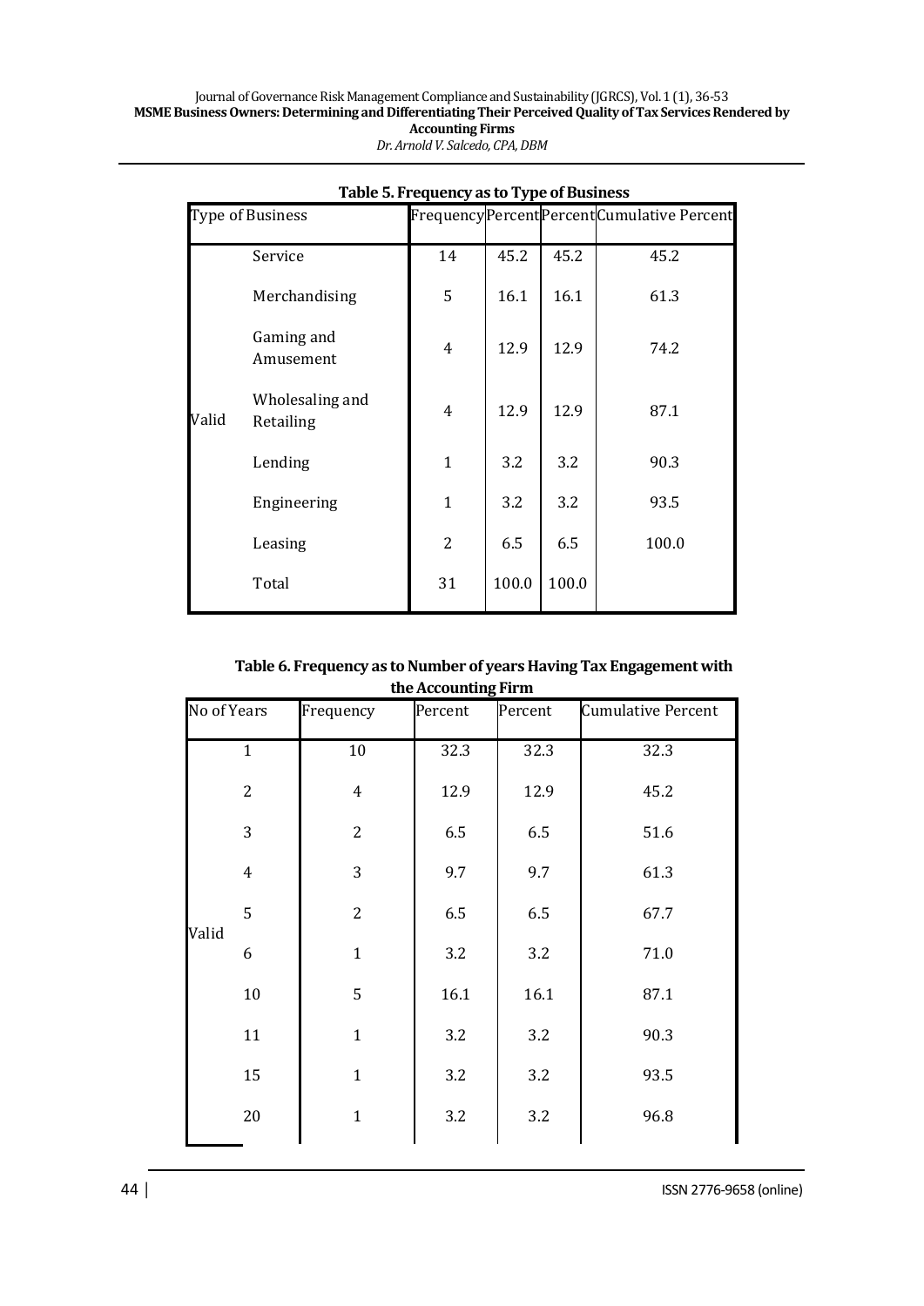**Table 5. Frequency as to Type of Business**

| Type of Business | | Frequency | Percent | Percent | Cumulative Percent |
|---|---|---|---|---|---|
| Valid | Service | 14 | 45.2 | 45.2 | 45.2 |
| | Merchandising | 5 | 16.1 | 16.1 | 61.3 |
| | Gaming and Amusement | 4 | 12.9 | 12.9 | 74.2 |
| | Wholesaling and Retailing | 4 | 12.9 | 12.9 | 87.1 |
| | Lending | 1 | 3.2 | 3.2 | 90.3 |
| | Engineering | 1 | 3.2 | 3.2 | 93.5 |
| | Leasing | 2 | 6.5 | 6.5 | 100.0 |
| | Total | 31 | 100.0 | 100.0 | |

**Table 6. Frequency as to Number of years Having Tax Engagement with the Accounting Firm**

| No of Years | | Frequency | Percent | Percent | Cumulative Percent |
|---|---|---|---|---|---|
| Valid | 1 | 10 | 32.3 | 32.3 | 32.3 |
| | 2 | 4 | 12.9 | 12.9 | 45.2 |
| | 3 | 2 | 6.5 | 6.5 | 51.6 |
| | 4 | 3 | 9.7 | 9.7 | 61.3 |
| | 5 | 2 | 6.5 | 6.5 | 67.7 |
| | 6 | 1 | 3.2 | 3.2 | 71.0 |
| | 10 | 5 | 16.1 | 16.1 | 87.1 |
| | 11 | 1 | 3.2 | 3.2 | 90.3 |
| | 15 | 1 | 3.2 | 3.2 | 93.5 |
| | 20 | 1 | 3.2 | 3.2 | 96.8 |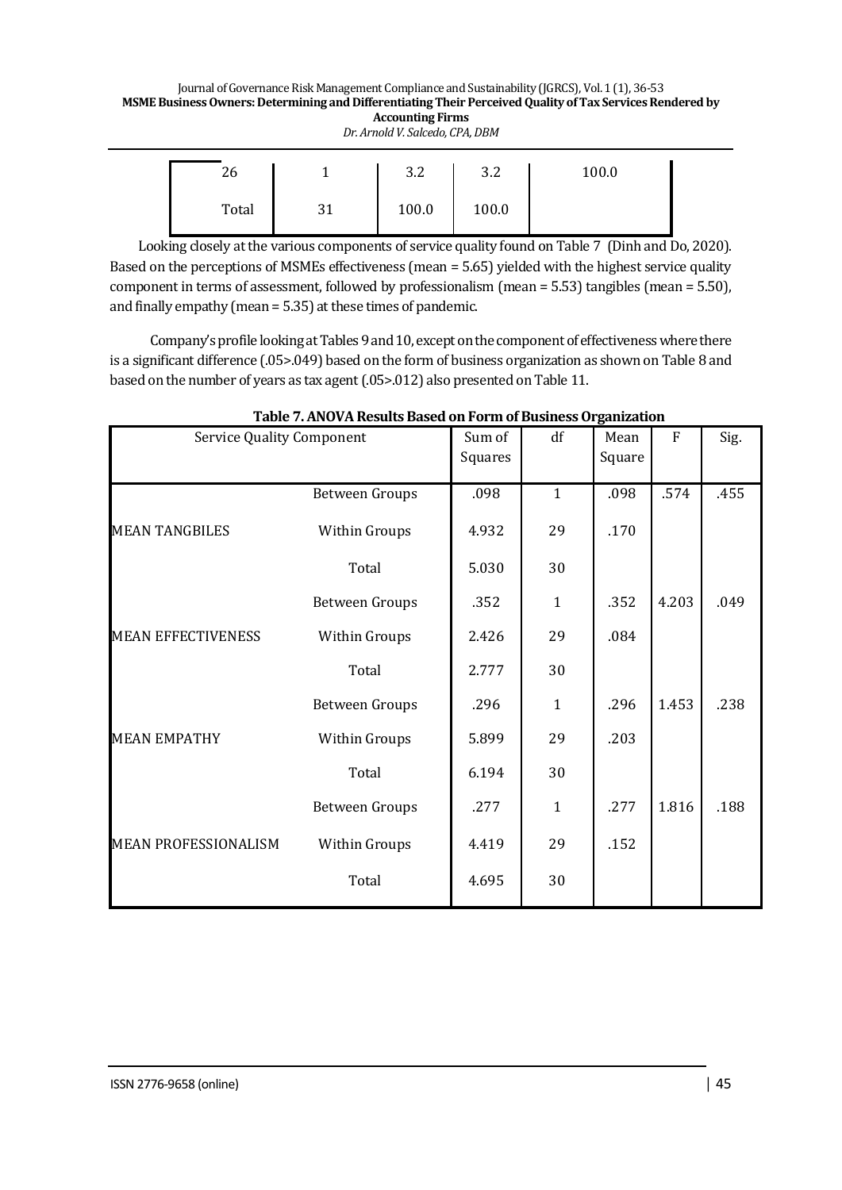| 26 | 1 | 3.2 | 3.2 | 100.0 |
|---|---|---|---|---|
| Total | 31 | 100.0 | 100.0 | |

Looking closely at the various components of service quality found on Table 7 (Dinh and Do, 2020). Based on the perceptions of MSMEs effectiveness (mean = 5.65) yielded with the highest service quality component in terms of assessment, followed by professionalism (mean = 5.53) tangibles (mean = 5.50), and finally empathy (mean = 5.35) at these times of pandemic.

Company's profile looking at Tables 9 and 10, except on the component of effectiveness where there is a significant difference (.05>.049) based on the form of business organization as shown on Table 8 and based on the number of years as tax agent (.05>.012) also presented on Table 11.

**Table 7. ANOVA Results Based on Form of Business Organization**

| Service Quality Component | | Sum of Squares | df | Mean Square | F | Sig. |
|---|---|---|---|---|---|---|
| MEAN TANGBILES | Between Groups | .098 | 1 | .098 | .574 | .455 |
| | Within Groups | 4.932 | 29 | .170 | | |
| | Total | 5.030 | 30 | | | |
| MEAN EFFECTIVENESS | Between Groups | .352 | 1 | .352 | 4.203 | .049 |
| | Within Groups | 2.426 | 29 | .084 | | |
| | Total | 2.777 | 30 | | | |
| MEAN EMPATHY | Between Groups | .296 | 1 | .296 | 1.453 | .238 |
| | Within Groups | 5.899 | 29 | .203 | | |
| | Total | 6.194 | 30 | | | |
| MEAN PROFESSIONALISM | Between Groups | .277 | 1 | .277 | 1.816 | .188 |
| | Within Groups | 4.419 | 29 | .152 | | |
| | Total | 4.695 | 30 | | | |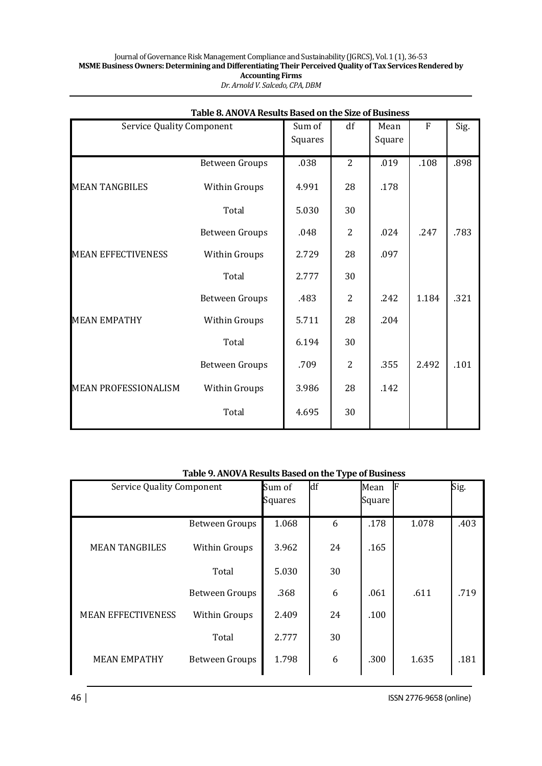**Table 8. ANOVA Results Based on the Size of Business**

| Service Quality Component | | Sum of Squares | df | Mean Square | F | Sig. |
|---|---|---|---|---|---|---|
| MEAN TANGBILES | Between Groups | .038 | 2 | .019 | .108 | .898 |
| | Within Groups | 4.991 | 28 | .178 | | |
| | Total | 5.030 | 30 | | | |
| MEAN EFFECTIVENESS | Between Groups | .048 | 2 | .024 | .247 | .783 |
| | Within Groups | 2.729 | 28 | .097 | | |
| | Total | 2.777 | 30 | | | |
| MEAN EMPATHY | Between Groups | .483 | 2 | .242 | 1.184 | .321 |
| | Within Groups | 5.711 | 28 | .204 | | |
| | Total | 6.194 | 30 | | | |
| MEAN PROFESSIONALISM | Between Groups | .709 | 2 | .355 | 2.492 | .101 |
| | Within Groups | 3.986 | 28 | .142 | | |
| | Total | 4.695 | 30 | | | |

**Table 9. ANOVA Results Based on the Type of Business**

| Service Quality Component | | Sum of Squares | df | Mean Square | F | Sig. |
|---|---|---|---|---|---|---|
| MEAN TANGBILES | Between Groups | 1.068 | 6 | .178 | 1.078 | .403 |
| | Within Groups | 3.962 | 24 | .165 | | |
| | Total | 5.030 | 30 | | | |
| MEAN EFFECTIVENESS | Between Groups | .368 | 6 | .061 | .611 | .719 |
| | Within Groups | 2.409 | 24 | .100 | | |
| | Total | 2.777 | 30 | | | |
| MEAN EMPATHY | Between Groups | 1.798 | 6 | .300 | 1.635 | .181 |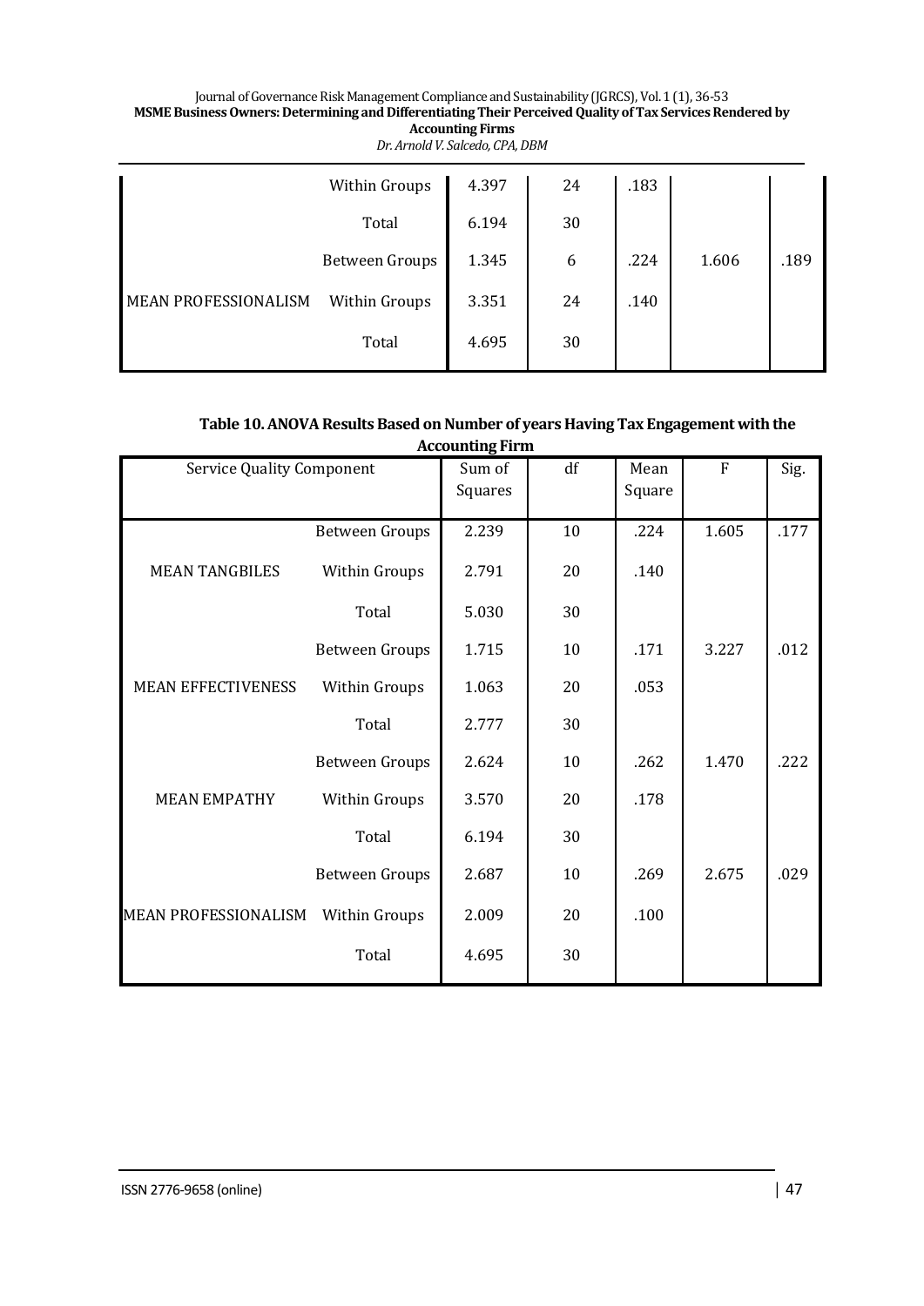| | | | | | | |
|---|---|---|---|---|---|---|
| | Within Groups | 4.397 | 24 | .183 | | |
| | Total | 6.194 | 30 | | | |
| | Between Groups | 1.345 | 6 | .224 | 1.606 | .189 |
| MEAN PROFESSIONALISM | Within Groups | 3.351 | 24 | .140 | | |
| | Total | 4.695 | 30 | | | |

**Table 10. ANOVA Results Based on Number of years Having Tax Engagement with the Accounting Firm**

| Service Quality Component | | Sum of Squares | df | Mean Square | F | Sig. |
|---|---|---|---|---|---|---|
| | Between Groups | 2.239 | 10 | .224 | 1.605 | .177 |
| MEAN TANGBILES | Within Groups | 2.791 | 20 | .140 | | |
| | Total | 5.030 | 30 | | | |
| | Between Groups | 1.715 | 10 | .171 | 3.227 | .012 |
| MEAN EFFECTIVENESS | Within Groups | 1.063 | 20 | .053 | | |
| | Total | 2.777 | 30 | | | |
| | Between Groups | 2.624 | 10 | .262 | 1.470 | .222 |
| MEAN EMPATHY | Within Groups | 3.570 | 20 | .178 | | |
| | Total | 6.194 | 30 | | | |
| | Between Groups | 2.687 | 10 | .269 | 2.675 | .029 |
| MEAN PROFESSIONALISM | Within Groups | 2.009 | 20 | .100 | | |
| | Total | 4.695 | 30 | | | |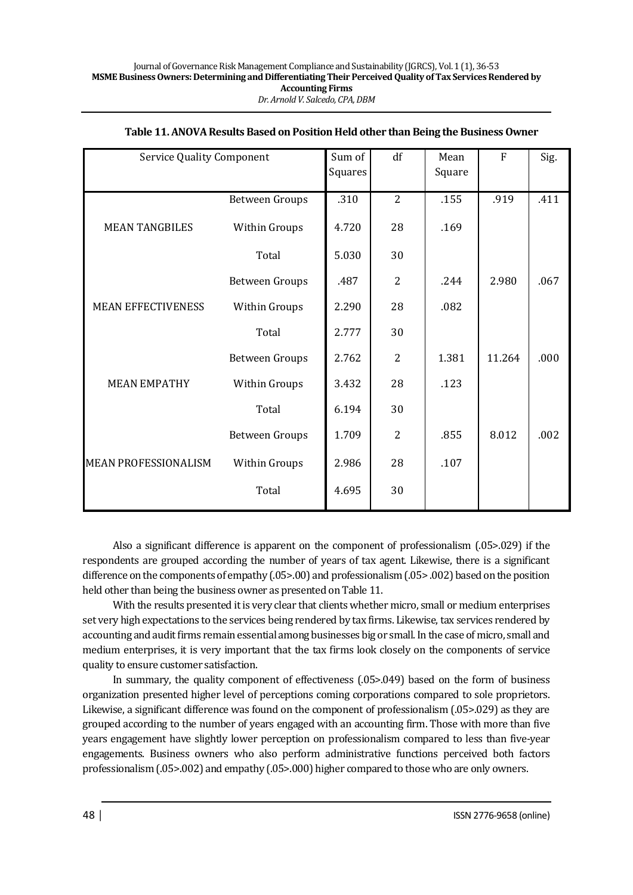**Table 11. ANOVA Results Based on Position Held other than Being the Business Owner**

| Service Quality Component | | Sum of Squares | df | Mean Square | F | Sig. |
|---|---|---|---|---|---|---|
| MEAN TANGBILES | Between Groups | .310 | 2 | .155 | .919 | .411 |
| | Within Groups | 4.720 | 28 | .169 | | |
| | Total | 5.030 | 30 | | | |
| MEAN EFFECTIVENESS | Between Groups | .487 | 2 | .244 | 2.980 | .067 |
| | Within Groups | 2.290 | 28 | .082 | | |
| | Total | 2.777 | 30 | | | |
| MEAN EMPATHY | Between Groups | 2.762 | 2 | 1.381 | 11.264 | .000 |
| | Within Groups | 3.432 | 28 | .123 | | |
| | Total | 6.194 | 30 | | | |
| MEAN PROFESSIONALISM | Between Groups | 1.709 | 2 | .855 | 8.012 | .002 |
| | Within Groups | 2.986 | 28 | .107 | | |
| | Total | 4.695 | 30 | | | |

Also a significant difference is apparent on the component of professionalism (.05>.029) if the respondents are grouped according the number of years of tax agent. Likewise, there is a significant difference on the components of empathy (.05>.00) and professionalism (.05> .002) based on the position held other than being the business owner as presented on Table 11.

With the results presented it is very clear that clients whether micro, small or medium enterprises set very high expectations to the services being rendered by tax firms. Likewise, tax services rendered by accounting and audit firms remain essential among businesses big or small. In the case of micro, small and medium enterprises, it is very important that the tax firms look closely on the components of service quality to ensure customer satisfaction.

In summary, the quality component of effectiveness (.05>.049) based on the form of business organization presented higher level of perceptions coming corporations compared to sole proprietors. Likewise, a significant difference was found on the component of professionalism (.05>.029) as they are grouped according to the number of years engaged with an accounting firm. Those with more than five years engagement have slightly lower perception on professionalism compared to less than five-year engagements. Business owners who also perform administrative functions perceived both factors professionalism (.05>.002) and empathy (.05>.000) higher compared to those who are only owners.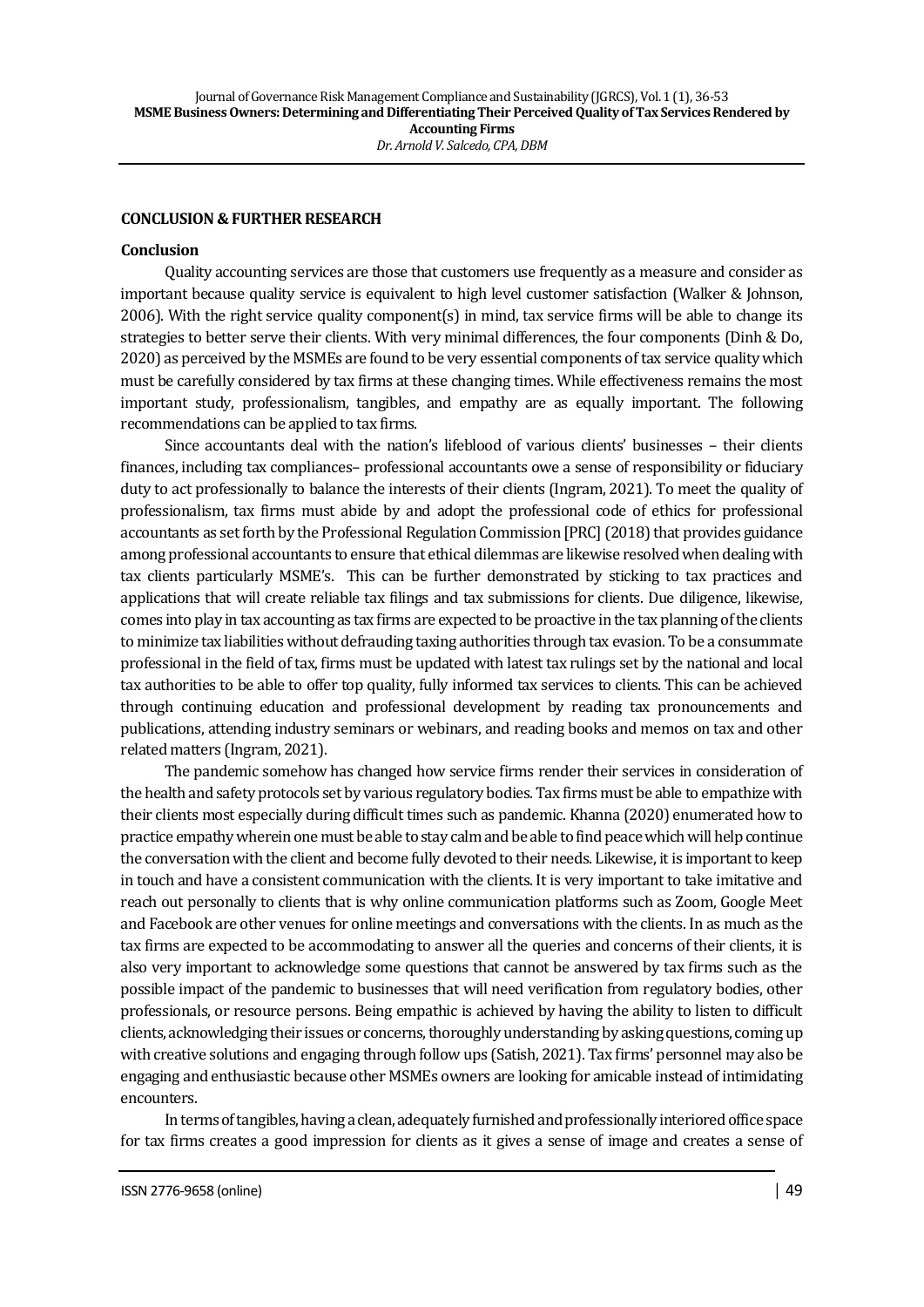## CONCLUSION & FURTHER RESEARCH

### Conclusion

Quality accounting services are those that customers use frequently as a measure and consider as important because quality service is equivalent to high level customer satisfaction (Walker & Johnson, 2006). With the right service quality component(s) in mind, tax service firms will be able to change its strategies to better serve their clients. With very minimal differences, the four components (Dinh & Do, 2020) as perceived by the MSMEs are found to be very essential components of tax service quality which must be carefully considered by tax firms at these changing times. While effectiveness remains the most important study, professionalism, tangibles, and empathy are as equally important. The following recommendations can be applied to tax firms.

Since accountants deal with the nation's lifeblood of various clients' businesses – their clients finances, including tax compliances– professional accountants owe a sense of responsibility or fiduciary duty to act professionally to balance the interests of their clients (Ingram, 2021). To meet the quality of professionalism, tax firms must abide by and adopt the professional code of ethics for professional accountants as set forth by the Professional Regulation Commission [PRC] (2018) that provides guidance among professional accountants to ensure that ethical dilemmas are likewise resolved when dealing with tax clients particularly MSME's. This can be further demonstrated by sticking to tax practices and applications that will create reliable tax filings and tax submissions for clients. Due diligence, likewise, comes into play in tax accounting as tax firms are expected to be proactive in the tax planning of the clients to minimize tax liabilities without defrauding taxing authorities through tax evasion. To be a consummate professional in the field of tax, firms must be updated with latest tax rulings set by the national and local tax authorities to be able to offer top quality, fully informed tax services to clients. This can be achieved through continuing education and professional development by reading tax pronouncements and publications, attending industry seminars or webinars, and reading books and memos on tax and other related matters (Ingram, 2021).

The pandemic somehow has changed how service firms render their services in consideration of the health and safety protocols set by various regulatory bodies. Tax firms must be able to empathize with their clients most especially during difficult times such as pandemic. Khanna (2020) enumerated how to practice empathy wherein one must be able to stay calm and be able to find peace which will help continue the conversation with the client and become fully devoted to their needs. Likewise, it is important to keep in touch and have a consistent communication with the clients. It is very important to take imitative and reach out personally to clients that is why online communication platforms such as Zoom, Google Meet and Facebook are other venues for online meetings and conversations with the clients. In as much as the tax firms are expected to be accommodating to answer all the queries and concerns of their clients, it is also very important to acknowledge some questions that cannot be answered by tax firms such as the possible impact of the pandemic to businesses that will need verification from regulatory bodies, other professionals, or resource persons. Being empathic is achieved by having the ability to listen to difficult clients, acknowledging their issues or concerns, thoroughly understanding by asking questions, coming up with creative solutions and engaging through follow ups (Satish, 2021). Tax firms' personnel may also be engaging and enthusiastic because other MSMEs owners are looking for amicable instead of intimidating encounters.

In terms of tangibles, having a clean, adequately furnished and professionally interiored office space for tax firms creates a good impression for clients as it gives a sense of image and creates a sense of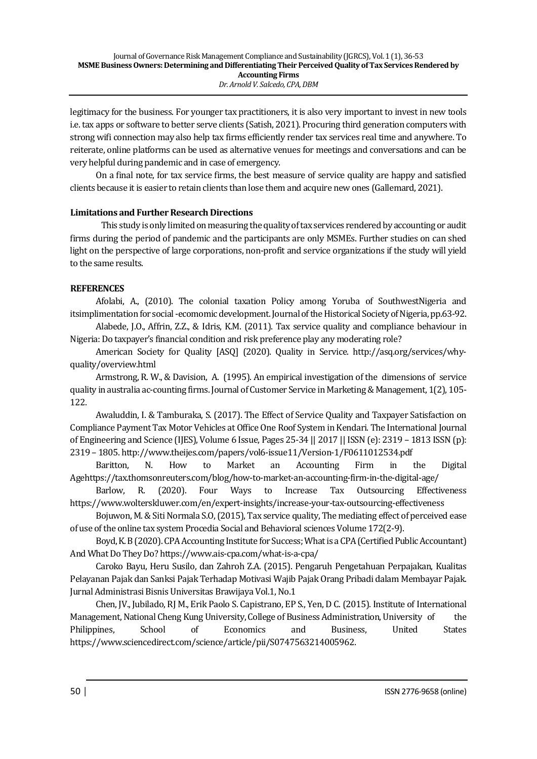legitimacy for the business. For younger tax practitioners, it is also very important to invest in new tools i.e. tax apps or software to better serve clients (Satish, 2021). Procuring third generation computers with strong wifi connection may also help tax firms efficiently render tax services real time and anywhere. To reiterate, online platforms can be used as alternative venues for meetings and conversations and can be very helpful during pandemic and in case of emergency.

On a final note, for tax service firms, the best measure of service quality are happy and satisfied clients because it is easier to retain clients than lose them and acquire new ones (Gallemard, 2021).

## Limitations and Further Research Directions

This study is only limited on measuring the quality of tax services rendered by accounting or audit firms during the period of pandemic and the participants are only MSMEs. Further studies on can shed light on the perspective of large corporations, non-profit and service organizations if the study will yield to the same results.

## REFERENCES

Afolabi, A., (2010). The colonial taxation Policy among Yoruba of SouthwestNigeria and itsimplimentation for social -ecomomic development. Journal of the Historical Society of Nigeria, pp.63-92.

Alabede, J.O., Affrin, Z.Z., & Idris, K.M. (2011). Tax service quality and compliance behaviour in Nigeria: Do taxpayer's financial condition and risk preference play any moderating role?

American Society for Quality [ASQ] (2020). Quality in Service. http://asq.org/services/why-quality/overview.html

Armstrong, R. W., & Davision, A. (1995). An empirical investigation of the dimensions of service quality in australia ac-counting firms. Journal of Customer Service in Marketing & Management, 1(2), 105-122.

Awaluddin, I. & Tamburaka, S. (2017). The Effect of Service Quality and Taxpayer Satisfaction on Compliance Payment Tax Motor Vehicles at Office One Roof System in Kendari. The International Journal of Engineering and Science (IJES), Volume 6 Issue, Pages 25-34 || 2017 || ISSN (e): 2319 – 1813 ISSN (p): 2319 – 1805. http://www.theijes.com/papers/vol6-issue11/Version-1/F0611012534.pdf

Baritton, N. How to Market an Accounting Firm in the Digital Agehttps://tax.thomsonreuters.com/blog/how-to-market-an-accounting-firm-in-the-digital-age/

Barlow, R. (2020). Four Ways to Increase Tax Outsourcing Effectiveness https://www.wolterskluwer.com/en/expert-insights/increase-your-tax-outsourcing-effectiveness

Bojuwon, M. & Siti Normala S.O, (2015), Tax service quality, The mediating effect of perceived ease of use of the online tax system Procedia Social and Behavioral sciences Volume 172(2-9).

Boyd, K. B (2020). CPA Accounting Institute for Success; What is a CPA (Certified Public Accountant) And What Do They Do? https://www.ais-cpa.com/what-is-a-cpa/

Caroko Bayu, Heru Susilo, dan Zahroh Z.A. (2015). Pengaruh Pengetahuan Perpajakan, Kualitas Pelayanan Pajak dan Sanksi Pajak Terhadap Motivasi Wajib Pajak Orang Pribadi dalam Membayar Pajak. Jurnal Administrasi Bisnis Universitas Brawijaya Vol.1, No.1

Chen, JV., Jubilado, RJ M., Erik Paolo S. Capistrano, EP S., Yen, D C. (2015). Institute of International Management, National Cheng Kung University, College of Business Administration, University of the Philippines, School of Economics and Business, United States https://www.sciencedirect.com/science/article/pii/S0747563214005962.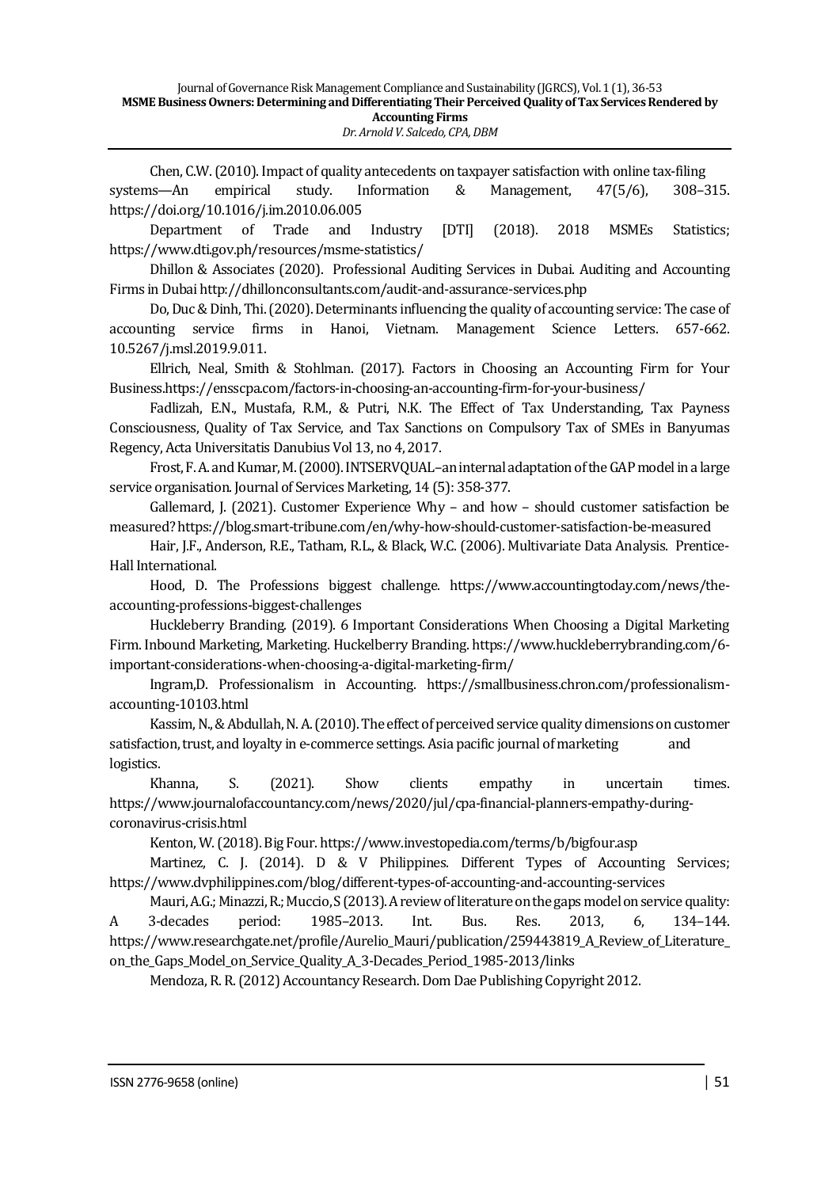Chen, C.W. (2010). Impact of quality antecedents on taxpayer satisfaction with online tax-filing systems—An empirical study. Information & Management, 47(5/6), 308–315. https://doi.org/10.1016/j.im.2010.06.005

Department of Trade and Industry [DTI] (2018). 2018 MSMEs Statistics; https://www.dti.gov.ph/resources/msme-statistics/

Dhillon & Associates (2020). Professional Auditing Services in Dubai. Auditing and Accounting Firms in Dubai http://dhillonconsultants.com/audit-and-assurance-services.php

Do, Duc & Dinh, Thi. (2020). Determinants influencing the quality of accounting service: The case of accounting service firms in Hanoi, Vietnam. Management Science Letters. 657-662. 10.5267/j.msl.2019.9.011.

Ellrich, Neal, Smith & Stohlman. (2017). Factors in Choosing an Accounting Firm for Your Business.https://ensscpa.com/factors-in-choosing-an-accounting-firm-for-your-business/

Fadlizah, E.N., Mustafa, R.M., & Putri, N.K. The Effect of Tax Understanding, Tax Payness Consciousness, Quality of Tax Service, and Tax Sanctions on Compulsory Tax of SMEs in Banyumas Regency, Acta Universitatis Danubius Vol 13, no 4, 2017.

Frost, F. A. and Kumar, M. (2000). INTSERVQUAL–an internal adaptation of the GAP model in a large service organisation. Journal of Services Marketing, 14 (5): 358-377.

Gallemard, J. (2021). Customer Experience Why – and how – should customer satisfaction be measured? https://blog.smart-tribune.com/en/why-how-should-customer-satisfaction-be-measured

Hair, J.F., Anderson, R.E., Tatham, R.L., & Black, W.C. (2006). Multivariate Data Analysis. Prentice-Hall International.

Hood, D. The Professions biggest challenge. https://www.accountingtoday.com/news/the-accounting-professions-biggest-challenges

Huckleberry Branding. (2019). 6 Important Considerations When Choosing a Digital Marketing Firm. Inbound Marketing, Marketing. Huckelberry Branding. https://www.huckleberrybranding.com/6-important-considerations-when-choosing-a-digital-marketing-firm/

Ingram,D. Professionalism in Accounting. https://smallbusiness.chron.com/professionalism-accounting-10103.html

Kassim, N., & Abdullah, N. A. (2010). The effect of perceived service quality dimensions on customer satisfaction, trust, and loyalty in e-commerce settings. Asia pacific journal of marketing and logistics.

Khanna, S. (2021). Show clients empathy in uncertain times. https://www.journalofaccountancy.com/news/2020/jul/cpa-financial-planners-empathy-during-coronavirus-crisis.html

Kenton, W. (2018). Big Four. https://www.investopedia.com/terms/b/bigfour.asp

Martinez, C. J. (2014). D & V Philippines. Different Types of Accounting Services; https://www.dvphilippines.com/blog/different-types-of-accounting-and-accounting-services

Mauri, A.G.; Minazzi, R.; Muccio, S (2013). A review of literature on the gaps model on service quality: A 3-decades period: 1985–2013. Int. Bus. Res. 2013, 6, 134–144. https://www.researchgate.net/profile/Aurelio_Mauri/publication/259443819_A_Review_of_Literature_on_the_Gaps_Model_on_Service_Quality_A_3-Decades_Period_1985-2013/links

Mendoza, R. R. (2012) Accountancy Research. Dom Dae Publishing Copyright 2012.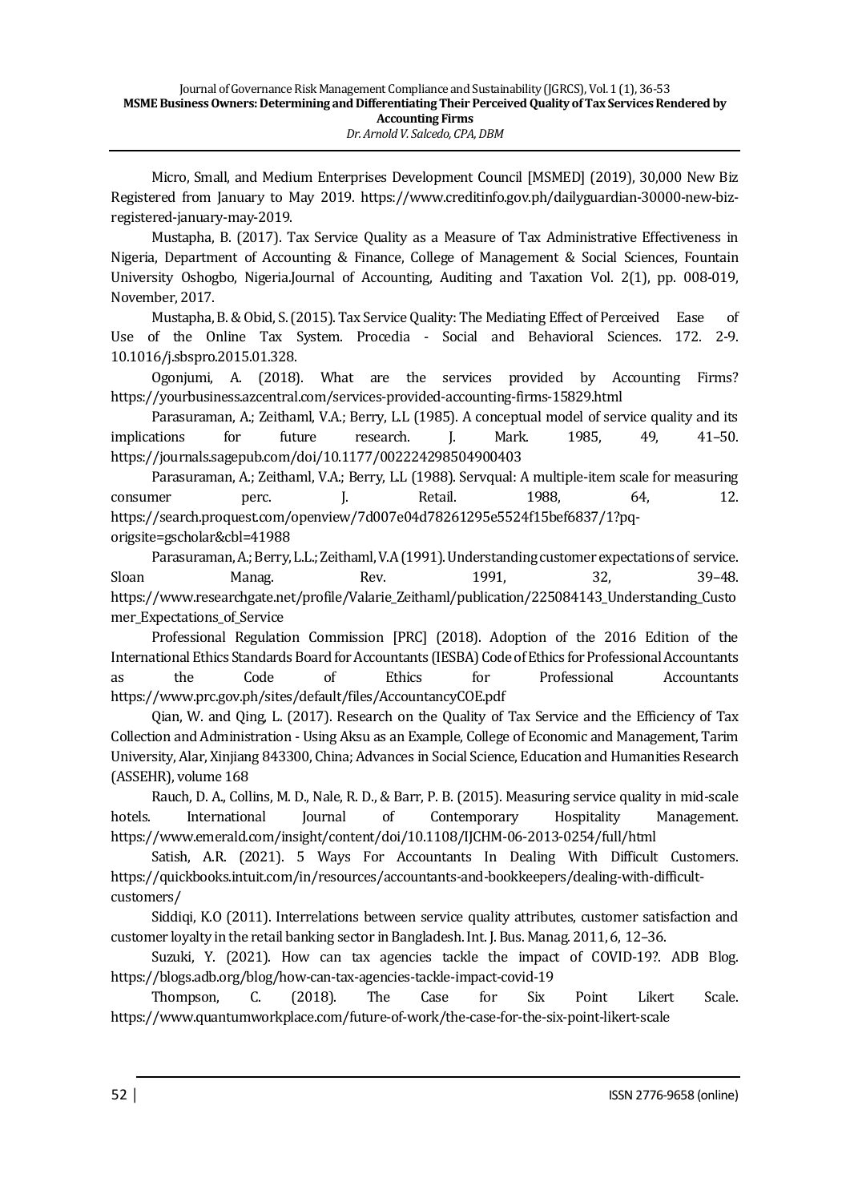Micro, Small, and Medium Enterprises Development Council [MSMED] (2019), 30,000 New Biz Registered from January to May 2019. https://www.creditinfo.gov.ph/dailyguardian-30000-new-biz-registered-january-may-2019.

Mustapha, B. (2017). Tax Service Quality as a Measure of Tax Administrative Effectiveness in Nigeria, Department of Accounting & Finance, College of Management & Social Sciences, Fountain University Oshogbo, Nigeria.Journal of Accounting, Auditing and Taxation Vol. 2(1), pp. 008-019, November, 2017.

Mustapha, B. & Obid, S. (2015). Tax Service Quality: The Mediating Effect of Perceived Ease of Use of the Online Tax System. Procedia - Social and Behavioral Sciences. 172. 2-9. 10.1016/j.sbspro.2015.01.328.

Ogonjumi, A. (2018). What are the services provided by Accounting Firms? https://yourbusiness.azcentral.com/services-provided-accounting-firms-15829.html

Parasuraman, A.; Zeithaml, V.A.; Berry, L.L (1985). A conceptual model of service quality and its implications for future research. J. Mark. 1985, 49, 41–50. https://journals.sagepub.com/doi/10.1177/002224298504900403

Parasuraman, A.; Zeithaml, V.A.; Berry, L.L (1988). Servqual: A multiple-item scale for measuring consumer perc. J. Retail. 1988, 64, 12. https://search.proquest.com/openview/7d007e04d78261295e5524f15bef6837/1?pq-origsite=gscholar&cbl=41988

Parasuraman, A.; Berry, L.L.; Zeithaml, V.A (1991). Understanding customer expectations of service. Sloan Manag. Rev. 1991, 32, 39–48. https://www.researchgate.net/profile/Valarie_Zeithaml/publication/225084143_Understanding_Customer_Expectations_of_Service

Professional Regulation Commission [PRC] (2018). Adoption of the 2016 Edition of the International Ethics Standards Board for Accountants (IESBA) Code of Ethics for Professional Accountants as the Code of Ethics for Professional Accountants https://www.prc.gov.ph/sites/default/files/AccountancyCOE.pdf

Qian, W. and Qing, L. (2017). Research on the Quality of Tax Service and the Efficiency of Tax Collection and Administration - Using Aksu as an Example, College of Economic and Management, Tarim University, Alar, Xinjiang 843300, China; Advances in Social Science, Education and Humanities Research (ASSEHR), volume 168

Rauch, D. A., Collins, M. D., Nale, R. D., & Barr, P. B. (2015). Measuring service quality in mid-scale hotels. International Journal of Contemporary Hospitality Management. https://www.emerald.com/insight/content/doi/10.1108/IJCHM-06-2013-0254/full/html

Satish, A.R. (2021). 5 Ways For Accountants In Dealing With Difficult Customers. https://quickbooks.intuit.com/in/resources/accountants-and-bookkeepers/dealing-with-difficult-customers/

Siddiqi, K.O (2011). Interrelations between service quality attributes, customer satisfaction and customer loyalty in the retail banking sector in Bangladesh. Int. J. Bus. Manag. 2011, 6, 12–36.

Suzuki, Y. (2021). How can tax agencies tackle the impact of COVID-19?. ADB Blog. https://blogs.adb.org/blog/how-can-tax-agencies-tackle-impact-covid-19

Thompson, C. (2018). The Case for Six Point Likert Scale. https://www.quantumworkplace.com/future-of-work/the-case-for-the-six-point-likert-scale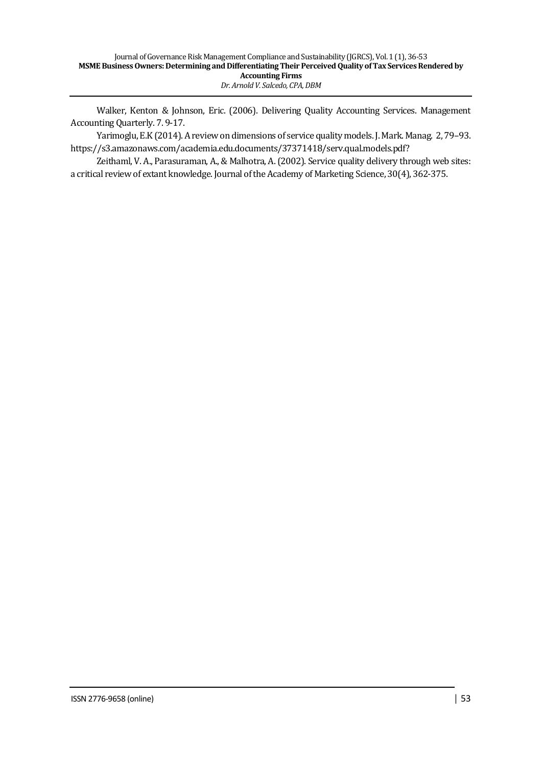Walker, Kenton & Johnson, Eric. (2006). Delivering Quality Accounting Services. Management Accounting Quarterly. 7. 9-17.

Yarimoglu, E.K (2014). A review on dimensions of service quality models. J. Mark. Manag. 2, 79–93. https://s3.amazonaws.com/academia.edu.documents/37371418/serv.qual.models.pdf?

Zeithaml, V. A., Parasuraman, A., & Malhotra, A. (2002). Service quality delivery through web sites: a critical review of extant knowledge. Journal of the Academy of Marketing Science, 30(4), 362-375.